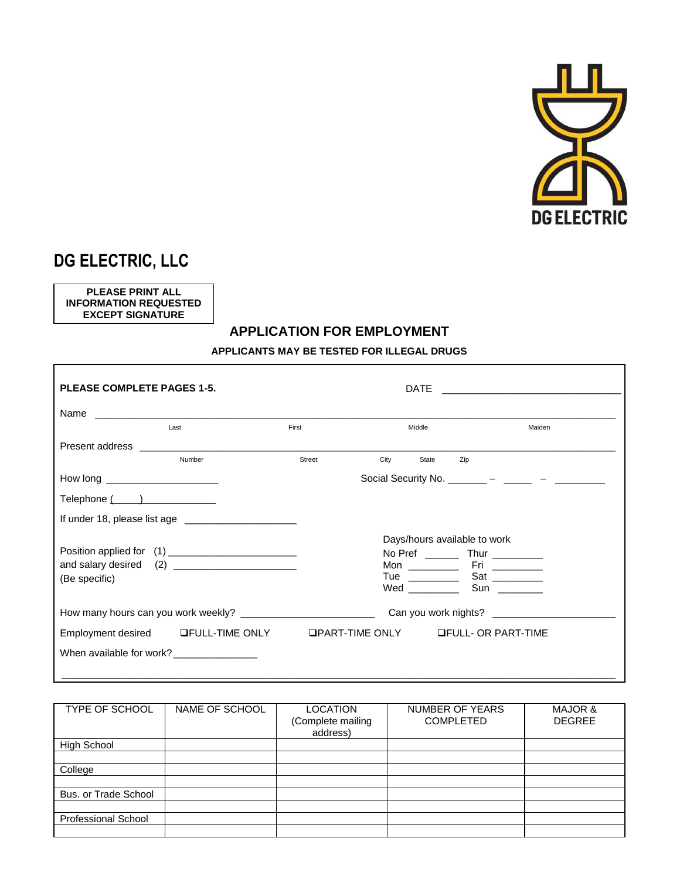DG ELECTRIC

# DG ELECTRIC, LLC

**PLEASE PRINT ALL INFORMATION REQUESTED EXCEPT SIGNATURE**

## APPLICATION FOR EMPLOYMENT

**APPLICANTS MAY BE TESTED FOR ILLEGAL DRUGS**

**PLEASE COMPLETE PAGES 1-5.** DATE ______________________________

Name ________________________________________________________________
Last First Middle Maiden

Present address ________________________________________________________
Number Street City State Zip

How long ____________________ Social Security No. _______ – _____ – ________

Telephone (____) ______________

If under 18, please list age ____________________

Position applied for (1) ______________________
and salary desired (2) ______________________
(Be specific)

Days/hours available to work
No Pref ______ Thur _________
Mon _________ Fri _________
Tue _________ Sat _________
Wed _________ Sun ________

How many hours can you work weekly? ______________________ Can you work nights? ______________________

Employment desired ❑FULL-TIME ONLY ❑PART-TIME ONLY ❑FULL- OR PART-TIME

When available for work? _______________

________________________________________________________________________

| TYPE OF SCHOOL | NAME OF SCHOOL | LOCATION (Complete mailing address) | NUMBER OF YEARS COMPLETED | MAJOR & DEGREE |
|---|---|---|---|---|
| High School | | | | |
| | | | | |
| College | | | | |
| | | | | |
| Bus. or Trade School | | | | |
| | | | | |
| Professional School | | | | |
| | | | | |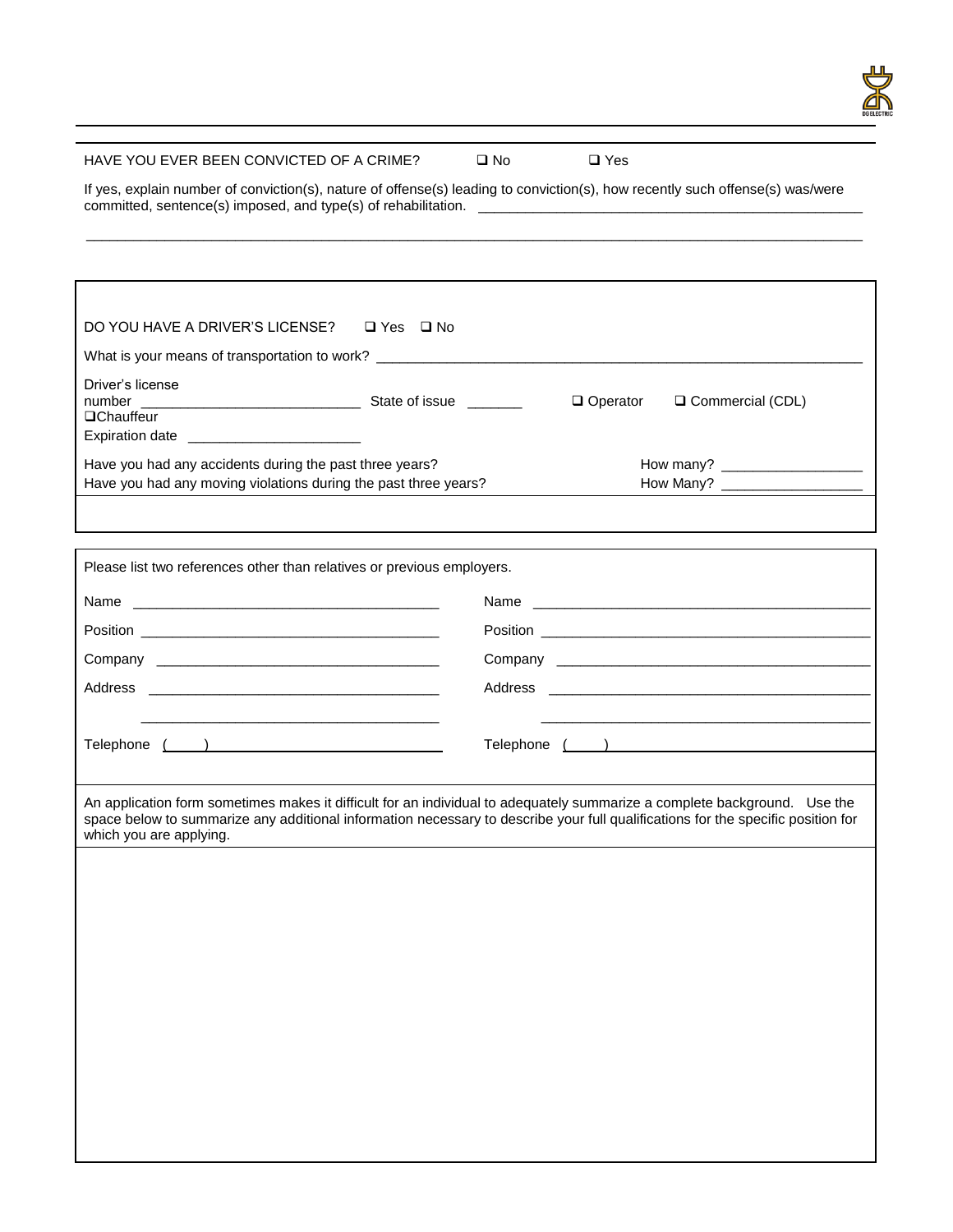HAVE YOU EVER BEEN CONVICTED OF A CRIME? ☐ No ☐ Yes

If yes, explain number of conviction(s), nature of offense(s) leading to conviction(s), how recently such offense(s) was/were committed, sentence(s) imposed, and type(s) of rehabilitation. ___________________________________________________

_____________________________________________________________________________________________________

DO YOU HAVE A DRIVER'S LICENSE? ☐ Yes ☐ No

What is your means of transportation to work? _______________________________________________________________

Driver's license number ____________________________ State of issue _______ ☐ Operator ☐ Commercial (CDL) ☐Chauffeur

Expiration date ______________________

Have you had any accidents during the past three years? How many? __________________

Have you had any moving violations during the past three years? How Many? __________________

Please list two references other than relatives or previous employers.

| | |
|---|---|
| Name _______________________________________ | Name _______________________________________ |
| Position _____________________________________ | Position _____________________________________ |
| Company ____________________________________ | Company ____________________________________ |
| Address _____________________________________ | Address _____________________________________ |
| _____________________________________ | _____________________________________ |
| Telephone ( ) | Telephone ( ) |

An application form sometimes makes it difficult for an individual to adequately summarize a complete background. Use the space below to summarize any additional information necessary to describe your full qualifications for the specific position for which you are applying.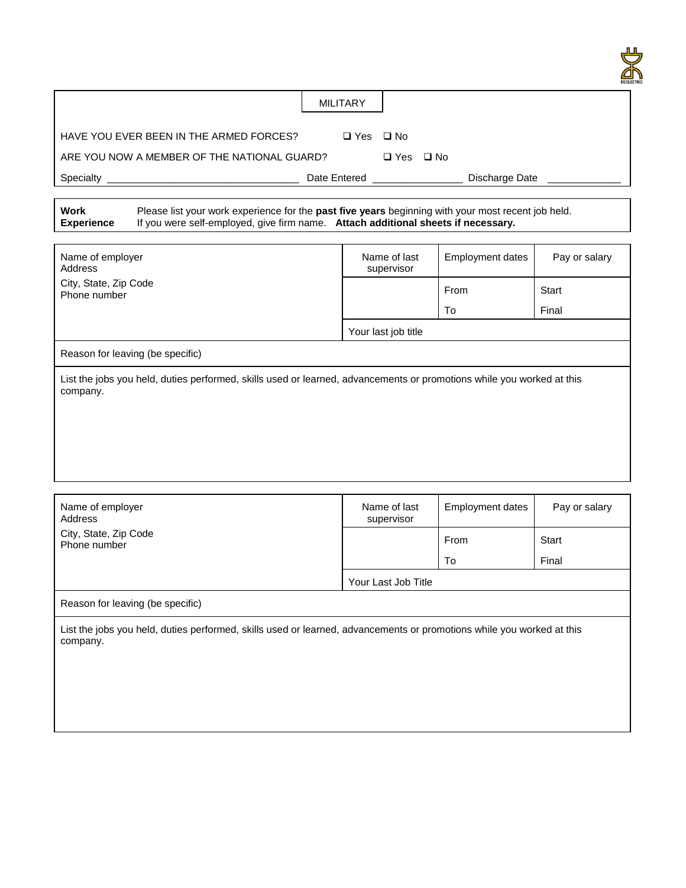## MILITARY

HAVE YOU EVER BEEN IN THE ARMED FORCES? ☐ Yes ☐ No

ARE YOU NOW A MEMBER OF THE NATIONAL GUARD? ☐ Yes ☐ No

Specialty _________________________________ Date Entered ________________ Discharge Date _____________

**Work Experience** Please list your work experience for the **past five years** beginning with your most recent job held. If you were self-employed, give firm name. **Attach additional sheets if necessary.**

| Name of employer<br>Address<br>City, State, Zip Code<br>Phone number | Name of last supervisor | Employment dates | Pay or salary |
|---|---|---|---|
| | | From | Start |
| | | To | Final |
| | Your last job title | | |
| Reason for leaving (be specific) | | | |
| List the jobs you held, duties performed, skills used or learned, advancements or promotions while you worked at this company. | | | |

| Name of employer<br>Address<br>City, State, Zip Code<br>Phone number | Name of last supervisor | Employment dates | Pay or salary |
|---|---|---|---|
| | | From | Start |
| | | To | Final |
| | Your Last Job Title | | |
| Reason for leaving (be specific) | | | |
| List the jobs you held, duties performed, skills used or learned, advancements or promotions while you worked at this company. | | | |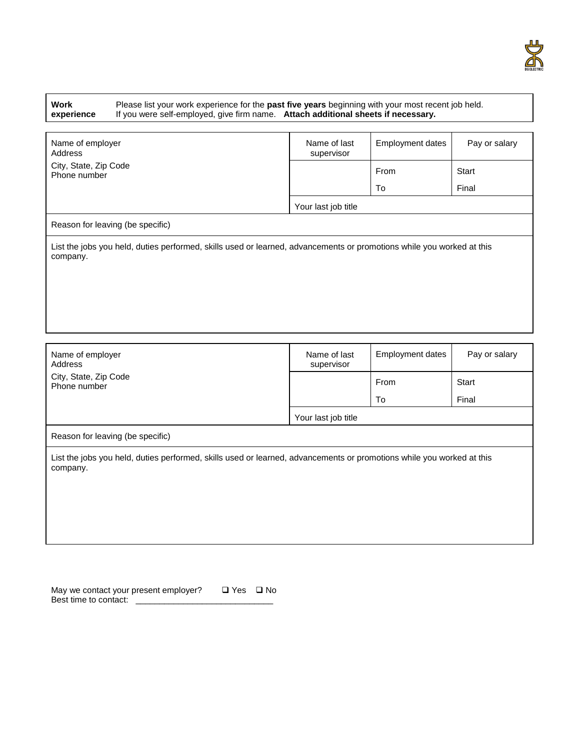| **Work experience** | Please list your work experience for the **past five years** beginning with your most recent job held. If you were self-employed, give firm name. **Attach additional sheets if necessary.** |
|---|---|

| Name of employer<br>Address<br>City, State, Zip Code<br>Phone number | Name of last supervisor | Employment dates | Pay or salary |
|---|---|---|---|
| | | From | Start |
| | | To | Final |
| | Your last job title | | |
| Reason for leaving (be specific) | | | |
| List the jobs you held, duties performed, skills used or learned, advancements or promotions while you worked at this company. | | | |

| Name of employer<br>Address<br>City, State, Zip Code<br>Phone number | Name of last supervisor | Employment dates | Pay or salary |
|---|---|---|---|
| | | From | Start |
| | | To | Final |
| | Your last job title | | |
| Reason for leaving (be specific) | | | |
| List the jobs you held, duties performed, skills used or learned, advancements or promotions while you worked at this company. | | | |

May we contact your present employer? ❑ Yes ❑ No
Best time to contact: ____________________________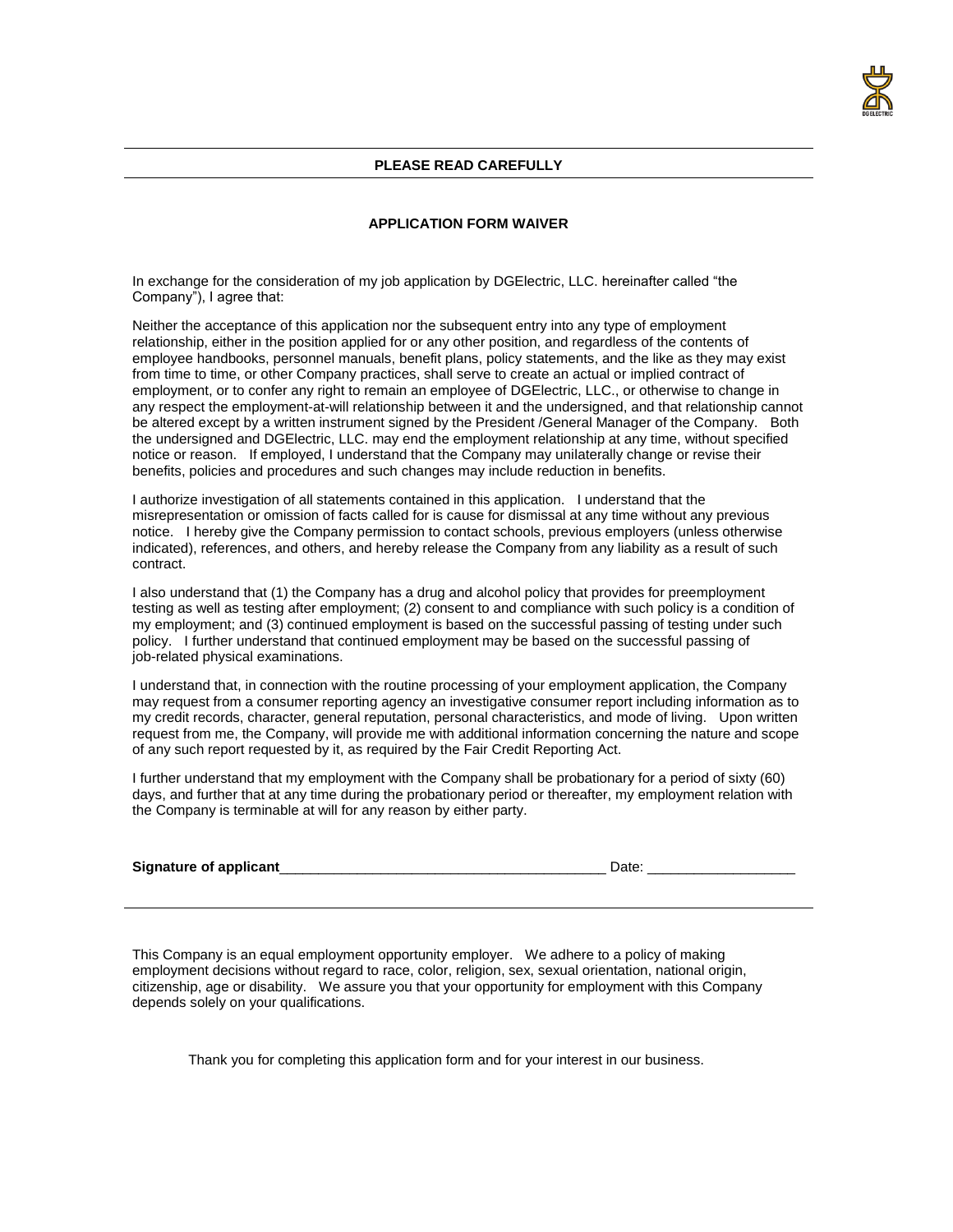**PLEASE READ CAREFULLY**

**APPLICATION FORM WAIVER**

In exchange for the consideration of my job application by DGElectric, LLC. hereinafter called "the Company"), I agree that:

Neither the acceptance of this application nor the subsequent entry into any type of employment relationship, either in the position applied for or any other position, and regardless of the contents of employee handbooks, personnel manuals, benefit plans, policy statements, and the like as they may exist from time to time, or other Company practices, shall serve to create an actual or implied contract of employment, or to confer any right to remain an employee of DGElectric, LLC., or otherwise to change in any respect the employment-at-will relationship between it and the undersigned, and that relationship cannot be altered except by a written instrument signed by the President /General Manager of the Company. Both the undersigned and DGElectric, LLC. may end the employment relationship at any time, without specified notice or reason. If employed, I understand that the Company may unilaterally change or revise their benefits, policies and procedures and such changes may include reduction in benefits.

I authorize investigation of all statements contained in this application. I understand that the misrepresentation or omission of facts called for is cause for dismissal at any time without any previous notice. I hereby give the Company permission to contact schools, previous employers (unless otherwise indicated), references, and others, and hereby release the Company from any liability as a result of such contract.

I also understand that (1) the Company has a drug and alcohol policy that provides for preemployment testing as well as testing after employment; (2) consent to and compliance with such policy is a condition of my employment; and (3) continued employment is based on the successful passing of testing under such policy. I further understand that continued employment may be based on the successful passing of job-related physical examinations.

I understand that, in connection with the routine processing of your employment application, the Company may request from a consumer reporting agency an investigative consumer report including information as to my credit records, character, general reputation, personal characteristics, and mode of living. Upon written request from me, the Company, will provide me with additional information concerning the nature and scope of any such report requested by it, as required by the Fair Credit Reporting Act.

I further understand that my employment with the Company shall be probationary for a period of sixty (60) days, and further that at any time during the probationary period or thereafter, my employment relation with the Company is terminable at will for any reason by either party.

**Signature of applicant**\_\_\_\_\_\_\_\_\_\_\_\_\_\_\_\_\_\_\_\_\_\_\_\_\_\_\_\_\_\_\_\_\_\_\_\_\_\_\_\_\_\_ Date: \_\_\_\_\_\_\_\_\_\_\_\_\_\_\_\_\_\_\_

This Company is an equal employment opportunity employer. We adhere to a policy of making employment decisions without regard to race, color, religion, sex, sexual orientation, national origin, citizenship, age or disability. We assure you that your opportunity for employment with this Company depends solely on your qualifications.

Thank you for completing this application form and for your interest in our business.